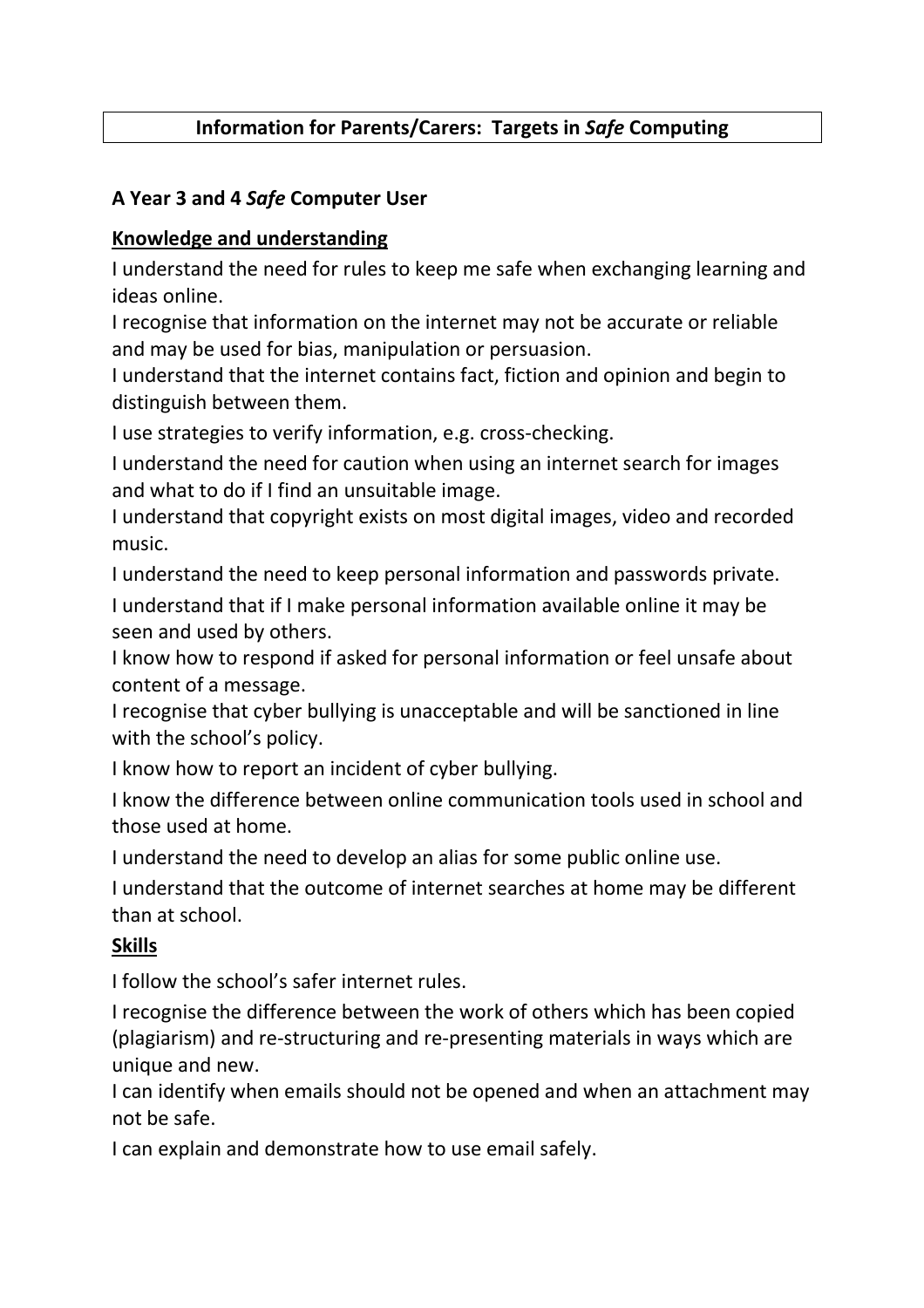# Information for Parents/Carers: Targets in *Safe* Computing

## A Year 3 and 4 *Safe* Computer User

### Knowledge and understanding

I understand the need for rules to keep me safe when exchanging learning and ideas online.

I recognise that information on the internet may not be accurate or reliable and may be used for bias, manipulation or persuasion.

I understand that the internet contains fact, fiction and opinion and begin to distinguish between them.

I use strategies to verify information, e.g. cross-checking.

I understand the need for caution when using an internet search for images and what to do if I find an unsuitable image.

I understand that copyright exists on most digital images, video and recorded music.

I understand the need to keep personal information and passwords private.

I understand that if I make personal information available online it may be seen and used by others.

I know how to respond if asked for personal information or feel unsafe about content of a message.

I recognise that cyber bullying is unacceptable and will be sanctioned in line with the school's policy.

I know how to report an incident of cyber bullying.

I know the difference between online communication tools used in school and those used at home.

I understand the need to develop an alias for some public online use.

I understand that the outcome of internet searches at home may be different than at school.

### Skills

I follow the school's safer internet rules.

I recognise the difference between the work of others which has been copied (plagiarism) and re-structuring and re-presenting materials in ways which are unique and new.

I can identify when emails should not be opened and when an attachment may not be safe.

I can explain and demonstrate how to use email safely.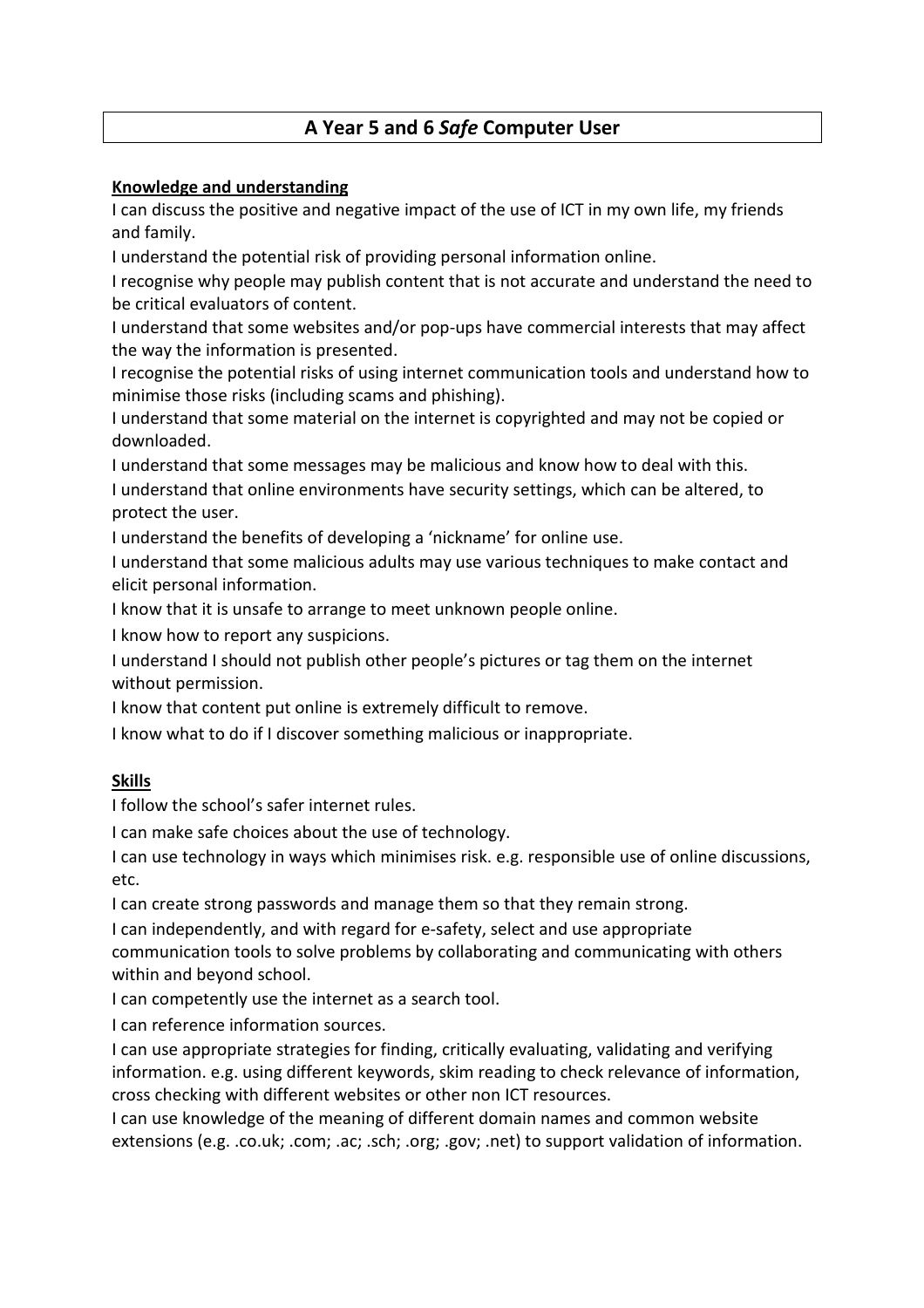# A Year 5 and 6 *Safe* Computer User

**Knowledge and understanding**

I can discuss the positive and negative impact of the use of ICT in my own life, my friends and family.

I understand the potential risk of providing personal information online.

I recognise why people may publish content that is not accurate and understand the need to be critical evaluators of content.

I understand that some websites and/or pop-ups have commercial interests that may affect the way the information is presented.

I recognise the potential risks of using internet communication tools and understand how to minimise those risks (including scams and phishing).

I understand that some material on the internet is copyrighted and may not be copied or downloaded.

I understand that some messages may be malicious and know how to deal with this.

I understand that online environments have security settings, which can be altered, to protect the user.

I understand the benefits of developing a 'nickname' for online use.

I understand that some malicious adults may use various techniques to make contact and elicit personal information.

I know that it is unsafe to arrange to meet unknown people online.

I know how to report any suspicions.

I understand I should not publish other people's pictures or tag them on the internet without permission.

I know that content put online is extremely difficult to remove.

I know what to do if I discover something malicious or inappropriate.

**Skills**

I follow the school's safer internet rules.

I can make safe choices about the use of technology.

I can use technology in ways which minimises risk. e.g. responsible use of online discussions, etc.

I can create strong passwords and manage them so that they remain strong.

I can independently, and with regard for e-safety, select and use appropriate communication tools to solve problems by collaborating and communicating with others within and beyond school.

I can competently use the internet as a search tool.

I can reference information sources.

I can use appropriate strategies for finding, critically evaluating, validating and verifying information. e.g. using different keywords, skim reading to check relevance of information, cross checking with different websites or other non ICT resources.

I can use knowledge of the meaning of different domain names and common website extensions (e.g. .co.uk; .com; .ac; .sch; .org; .gov; .net) to support validation of information.